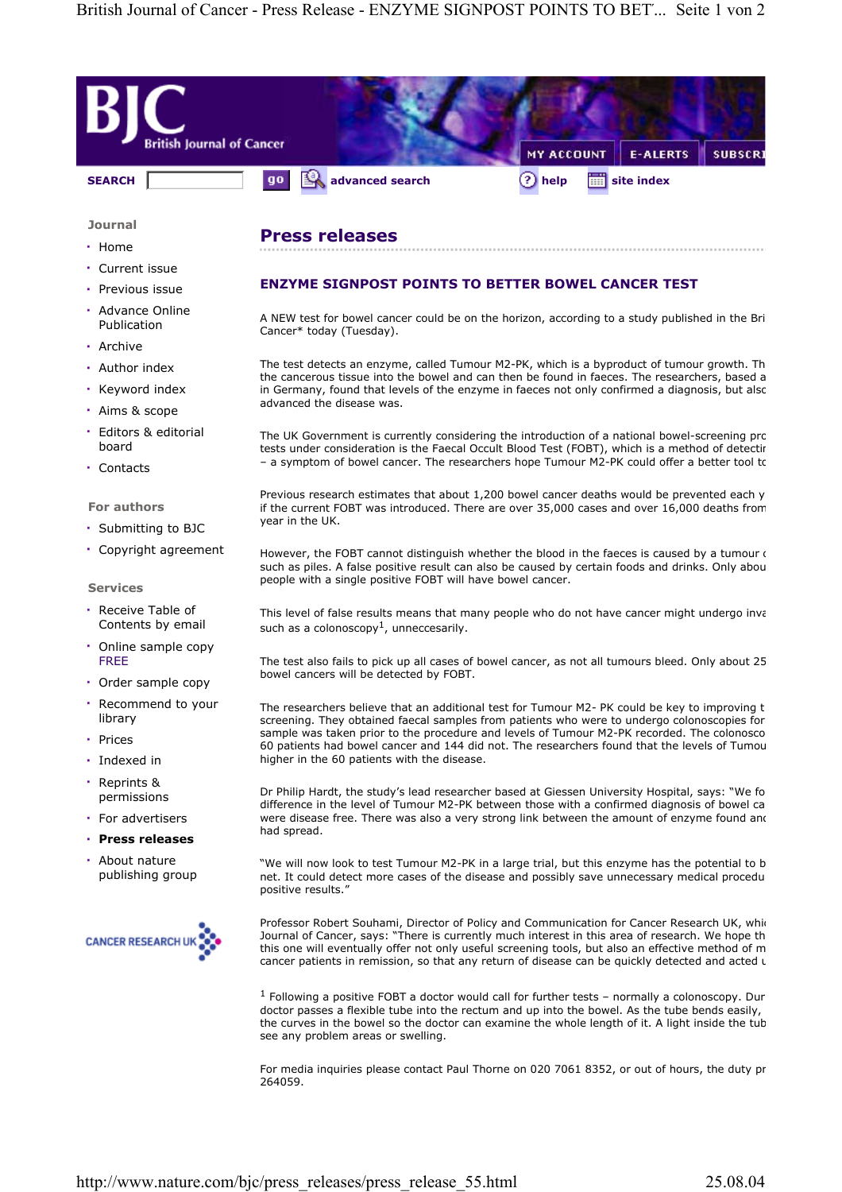# Press releases

## ENZYME SIGNPOST POINTS TO BETTER BOWEL CANCER TEST

A NEW test for bowel cancer could be on the horizon, according to a study published in the Bri Cancer* today (Tuesday).

The test detects an enzyme, called Tumour M2-PK, which is a byproduct of tumour growth. Th the cancerous tissue into the bowel and can then be found in faeces. The researchers, based a in Germany, found that levels of the enzyme in faeces not only confirmed a diagnosis, but alsc advanced the disease was.

The UK Government is currently considering the introduction of a national bowel-screening prc tests under consideration is the Faecal Occult Blood Test (FOBT), which is a method of detectir – a symptom of bowel cancer. The researchers hope Tumour M2-PK could offer a better tool tc

Previous research estimates that about 1,200 bowel cancer deaths would be prevented each y if the current FOBT was introduced. There are over 35,000 cases and over 16,000 deaths from year in the UK.

However, the FOBT cannot distinguish whether the blood in the faeces is caused by a tumour c such as piles. A false positive result can also be caused by certain foods and drinks. Only abou people with a single positive FOBT will have bowel cancer.

This level of false results means that many people who do not have cancer might undergo inva such as a colonoscopy[1], unneccesarily.

The test also fails to pick up all cases of bowel cancer, as not all tumours bleed. Only about 25 bowel cancers will be detected by FOBT.

The researchers believe that an additional test for Tumour M2- PK could be key to improving t screening. They obtained faecal samples from patients who were to undergo colonoscopies for sample was taken prior to the procedure and levels of Tumour M2-PK recorded. The colonosco 60 patients had bowel cancer and 144 did not. The researchers found that the levels of Tumou higher in the 60 patients with the disease.

Dr Philip Hardt, the study's lead researcher based at Giessen University Hospital, says: "We fo difference in the level of Tumour M2-PK between those with a confirmed diagnosis of bowel ca were disease free. There was also a very strong link between the amount of enzyme found anc had spread.

"We will now look to test Tumour M2-PK in a large trial, but this enzyme has the potential to b net. It could detect more cases of the disease and possibly save unnecessary medical procedu positive results."

Professor Robert Souhami, Director of Policy and Communication for Cancer Research UK, whic Journal of Cancer, says: "There is currently much interest in this area of research. We hope th this one will eventually offer not only useful screening tools, but also an effective method of m cancer patients in remission, so that any return of disease can be quickly detected and acted u

[1] Following a positive FOBT a doctor would call for further tests – normally a colonoscopy. Dur doctor passes a flexible tube into the rectum and up into the bowel. As the tube bends easily, the curves in the bowel so the doctor can examine the whole length of it. A light inside the tub see any problem areas or swelling.

For media inquiries please contact Paul Thorne on 020 7061 8352, or out of hours, the duty pr 264059.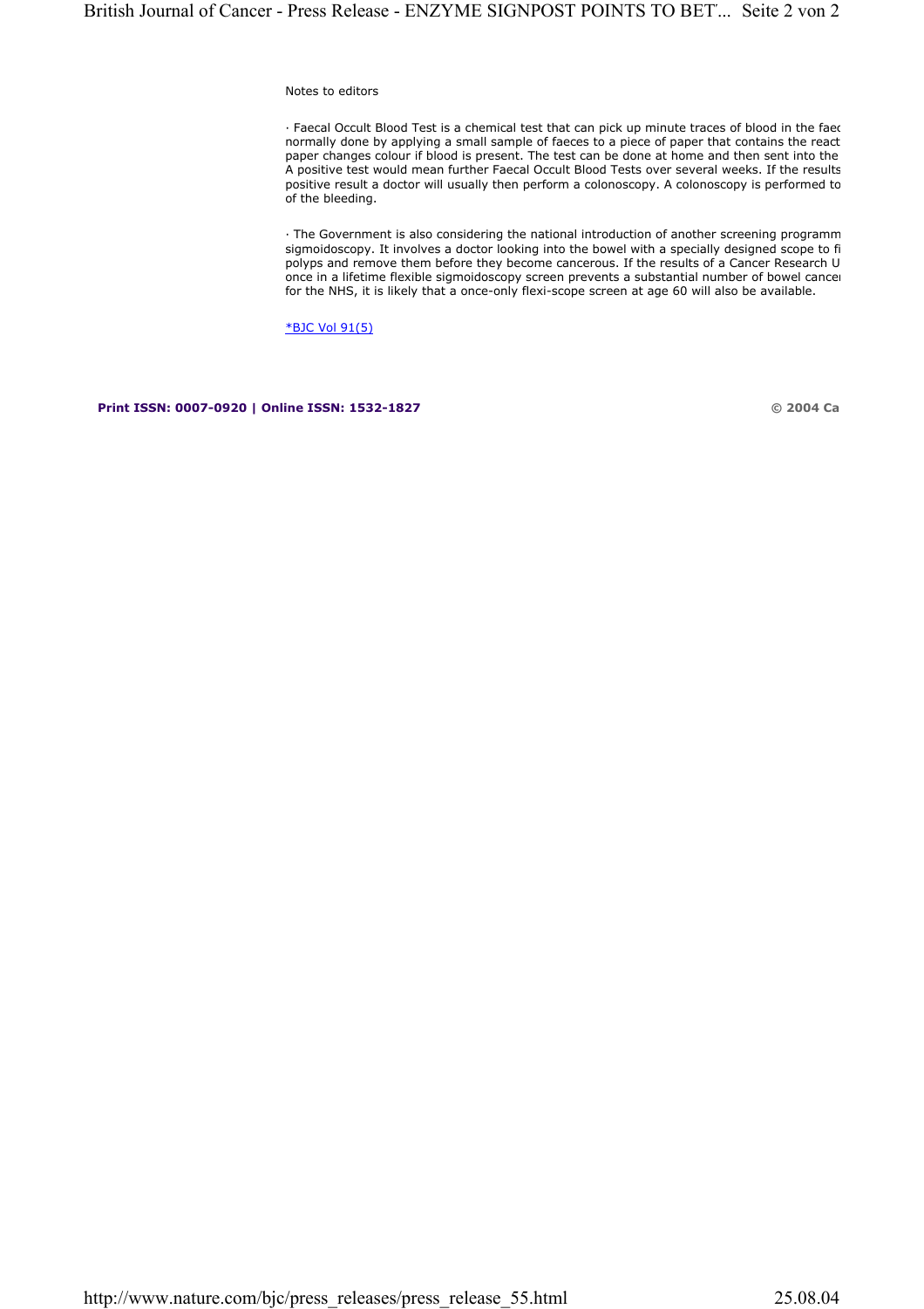Notes to editors

· Faecal Occult Blood Test is a chemical test that can pick up minute traces of blood in the faec normally done by applying a small sample of faeces to a piece of paper that contains the react paper changes colour if blood is present. The test can be done at home and then sent into the A positive test would mean further Faecal Occult Blood Tests over several weeks. If the results positive result a doctor will usually then perform a colonoscopy. A colonoscopy is performed to of the bleeding.

· The Government is also considering the national introduction of another screening programm sigmoidoscopy. It involves a doctor looking into the bowel with a specially designed scope to fi polyps and remove them before they become cancerous. If the results of a Cancer Research U once in a lifetime flexible sigmoidoscopy screen prevents a substantial number of bowel cancer for the NHS, it is likely that a once-only flexi-scope screen at age 60 will also be available.

*BJC Vol 91(5)

**Print ISSN: 0007-0920 | Online ISSN: 1532-1827** **© 2004 Ca**